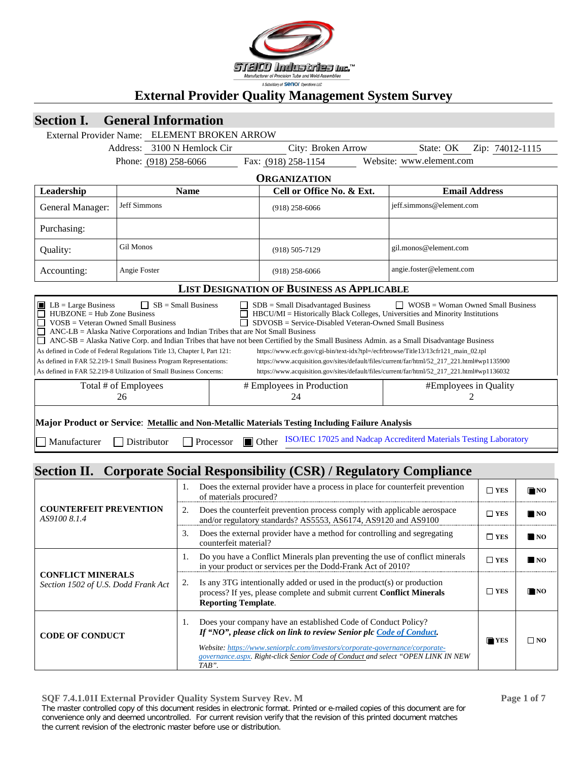# External Provider Quality Management System Survey

## Section I. General Information

External Provider Name: ELEMENT BROKEN ARROW

Address: 3100 N Hemlock Cir | City: Broken Arrow | State: OK | Zip: 74012-1115

Phone: (918) 258-6066 | Fax: (918) 258-1154 | Website: www.element.com

### ORGANIZATION

| Leadership | Name | Cell or Office No. & Ext. | Email Address |
|---|---|---|---|
| General Manager: | Jeff Simmons | (918) 258-6066 | jeff.simmons@element.com |
| Purchasing: | | | |
| Quality: | Gil Monos | (918) 505-7129 | gil.monos@element.com |
| Accounting: | Angie Foster | (918) 258-6066 | angie.foster@element.com |

### LIST DESIGNATION OF BUSINESS AS APPLICABLE

- ☒ LB = Large Business
- ☐ SB = Small Business
- ☐ SDB = Small Disadvantaged Business
- ☐ WOSB = Woman Owned Small Business
- ☐ HUBZONE = Hub Zone Business
- ☐ HBCU/MI = Historically Black Colleges, Universities and Minority Institutions
- ☐ VOSB = Veteran Owned Small Business
- ☐ SDVOSB = Service-Disabled Veteran-Owned Small Business
- ☐ ANC-LB = Alaska Native Corporations and Indian Tribes that are Not Small Business
- ☐ ANC-SB = Alaska Native Corp. and Indian Tribes that have not been Certified by the Small Business Admin. as a Small Disadvantage Business

As defined in Code of Federal Regulations Title 13, Chapter I, Part 121: https://www.ecfr.gov/cgi-bin/text-idx?tpl=/ecfrbrowse/Title13/13cfr121_main_02.tpl

As defined in FAR 52.219-1 Small Business Program Representations: https://www.acquisition.gov/sites/default/files/current/far/html/52_217_221.html#wp1135900

As defined in FAR 52.219-8 Utilization of Small Business Concerns: https://www.acquisition.gov/sites/default/files/current/far/html/52_217_221.html#wp1136032

| Total # of Employees | # Employees in Production | #Employees in Quality |
|---|---|---|
| 26 | 24 | 2 |

**Major Product or Service**: **Metallic and Non-Metallic Materials Testing Including Failure Analysis**

☐ Manufacturer ☐ Distributor ☐ Processor ☒ Other ISO/IEC 17025 and Nadcap Accrediterd Materials Testing Laboratory

## Section II. Corporate Social Responsibility (CSR) / Regulatory Compliance

| | | YES | NO |
|---|---|---|---|
| **COUNTERFEIT PREVENTION** *AS9100 8.1.4* | 1. Does the external provider have a process in place for counterfeit prevention of materials procured? | ☐ | ☒ |
| | 2. Does the counterfeit prevention process comply with applicable aerospace and/or regulatory standards? AS5553, AS6174, AS9120 and AS9100 | ☐ | ☒ |
| | 3. Does the external provider have a method for controlling and segregating counterfeit material? | ☐ | ☒ |
| **CONFLICT MINERALS** *Section 1502 of U.S. Dodd Frank Act* | 1. Do you have a Conflict Minerals plan preventing the use of conflict minerals in your product or services per the Dodd-Frank Act of 2010? | ☐ | ☒ |
| | 2. Is any 3TG intentionally added or used in the product(s) or production process? If yes, please complete and submit current **Conflict Minerals Reporting Template**. | ☐ | ☒ |
| **CODE OF CONDUCT** | 1. Does your company have an established Code of Conduct Policy? ***If "NO", please click on link to review Senior plc Code of Conduct.*** *Website: https://www.seniorplc.com/investors/corporate-governance/corporate-governance.aspx. Right-click Senior Code of Conduct and select "OPEN LINK IN NEW TAB".* | ☒ | ☐ |

SQF 7.4.1.01I External Provider Quality System Survey Rev. M

The master controlled copy of this document resides in electronic format. Printed or e-mailed copies of this document are for convenience only and deemed uncontrolled. For current revision verify that the revision of this printed document matches the current revision of the electronic master before use or distribution.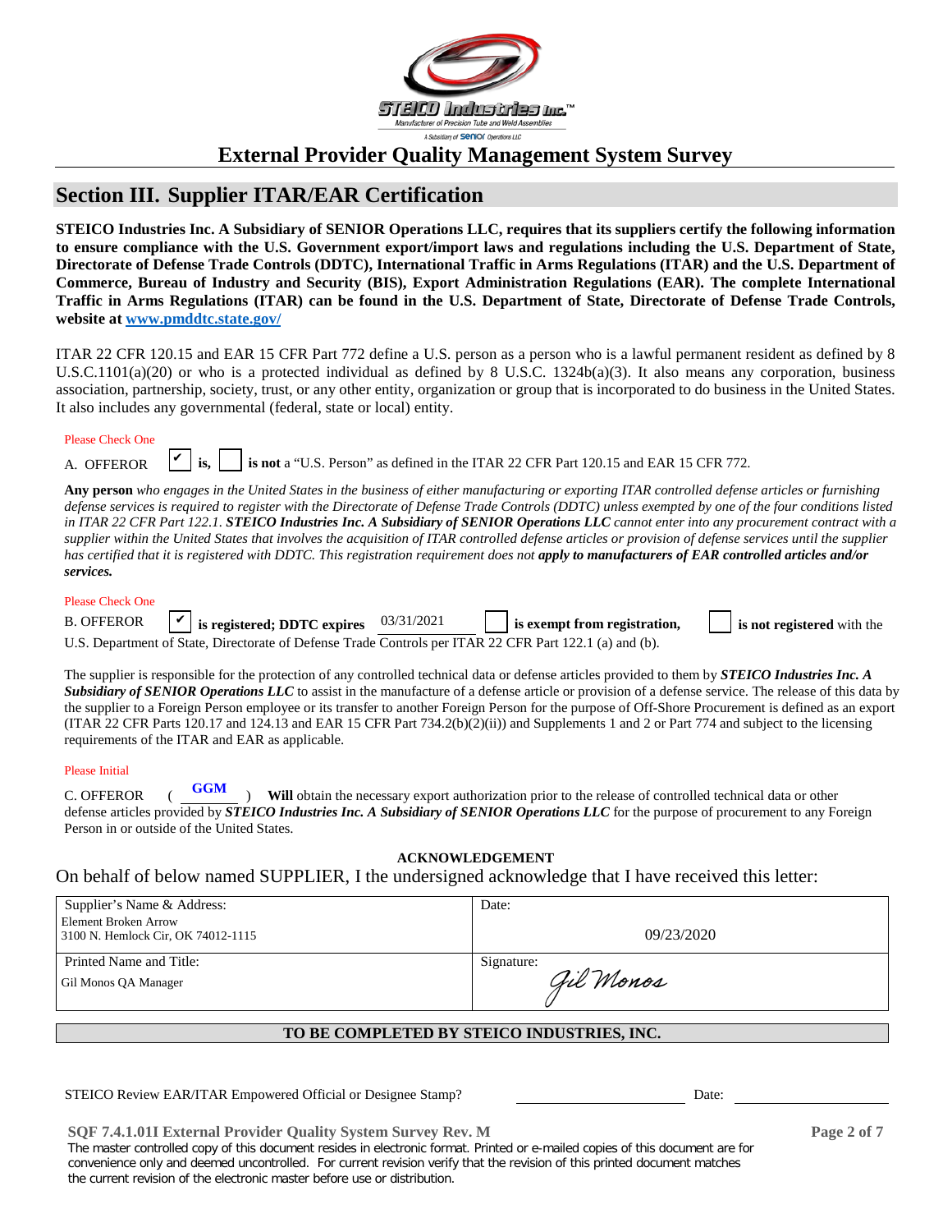# External Provider Quality Management System Survey

## Section III. Supplier ITAR/EAR Certification

**STEICO Industries Inc. A Subsidiary of SENIOR Operations LLC, requires that its suppliers certify the following information to ensure compliance with the U.S. Government export/import laws and regulations including the U.S. Department of State, Directorate of Defense Trade Controls (DDTC), International Traffic in Arms Regulations (ITAR) and the U.S. Department of Commerce, Bureau of Industry and Security (BIS), Export Administration Regulations (EAR). The complete International Traffic in Arms Regulations (ITAR) can be found in the U.S. Department of State, Directorate of Defense Trade Controls, website at [www.pmddtc.state.gov/](www.pmddtc.state.gov/)**

ITAR 22 CFR 120.15 and EAR 15 CFR Part 772 define a U.S. person as a person who is a lawful permanent resident as defined by 8 U.S.C.1101(a)(20) or who is a protected individual as defined by 8 U.S.C. 1324b(a)(3). It also means any corporation, business association, partnership, society, trust, or any other entity, organization or group that is incorporated to do business in the United States. It also includes any governmental (federal, state or local) entity.

Please Check One

A. OFFEROR ☑ **is,** ☐ **is not** a "U.S. Person" as defined in the ITAR 22 CFR Part 120.15 and EAR 15 CFR 772.

**Any person** *who engages in the United States in the business of either manufacturing or exporting ITAR controlled defense articles or furnishing defense services is required to register with the Directorate of Defense Trade Controls (DDTC) unless exempted by one of the four conditions listed in ITAR 22 CFR Part 122.1.* ***STEICO Industries Inc. A Subsidiary of SENIOR Operations LLC*** *cannot enter into any procurement contract with a supplier within the United States that involves the acquisition of ITAR controlled defense articles or provision of defense services until the supplier has certified that it is registered with DDTC. This registration requirement does not* ***apply to manufacturers of EAR controlled articles and/or services.***

Please Check One

B. OFFEROR ☑ **is registered; DDTC expires** 03/31/2021 ☐ **is exempt from registration,** ☐ **is not registered** with the U.S. Department of State, Directorate of Defense Trade Controls per ITAR 22 CFR Part 122.1 (a) and (b).

The supplier is responsible for the protection of any controlled technical data or defense articles provided to them by ***STEICO Industries Inc. A Subsidiary of SENIOR Operations LLC*** to assist in the manufacture of a defense article or provision of a defense service. The release of this data by the supplier to a Foreign Person employee or its transfer to another Foreign Person for the purpose of Off-Shore Procurement is defined as an export (ITAR 22 CFR Parts 120.17 and 124.13 and EAR 15 CFR Part 734.2(b)(2)(ii)) and Supplements 1 and 2 or Part 774 and subject to the licensing requirements of the ITAR and EAR as applicable.

Please Initial

C. OFFEROR ( GGM ) **Will** obtain the necessary export authorization prior to the release of controlled technical data or other defense articles provided by ***STEICO Industries Inc. A Subsidiary of SENIOR Operations LLC*** for the purpose of procurement to any Foreign Person in or outside of the United States.

**ACKNOWLEDGEMENT**

On behalf of below named SUPPLIER, I the undersigned acknowledge that I have received this letter:

| Supplier's Name & Address: | Date: |
|---|---|
| Element Broken Arrow<br>3100 N. Hemlock Cir, OK 74012-1115 | 09/23/2020 |
| **Printed Name and Title:** | **Signature:** |
| Gil Monos QA Manager | Gil Monos |

**TO BE COMPLETED BY STEICO INDUSTRIES, INC.**

STEICO Review EAR/ITAR Empowered Official or Designee Stamp? ____________ Date: ____________

**SQF 7.4.1.01I External Provider Quality System Survey Rev. M**

The master controlled copy of this document resides in electronic format. Printed or e-mailed copies of this document are for convenience only and deemed uncontrolled. For current revision verify that the revision of this printed document matches the current revision of the electronic master before use or distribution.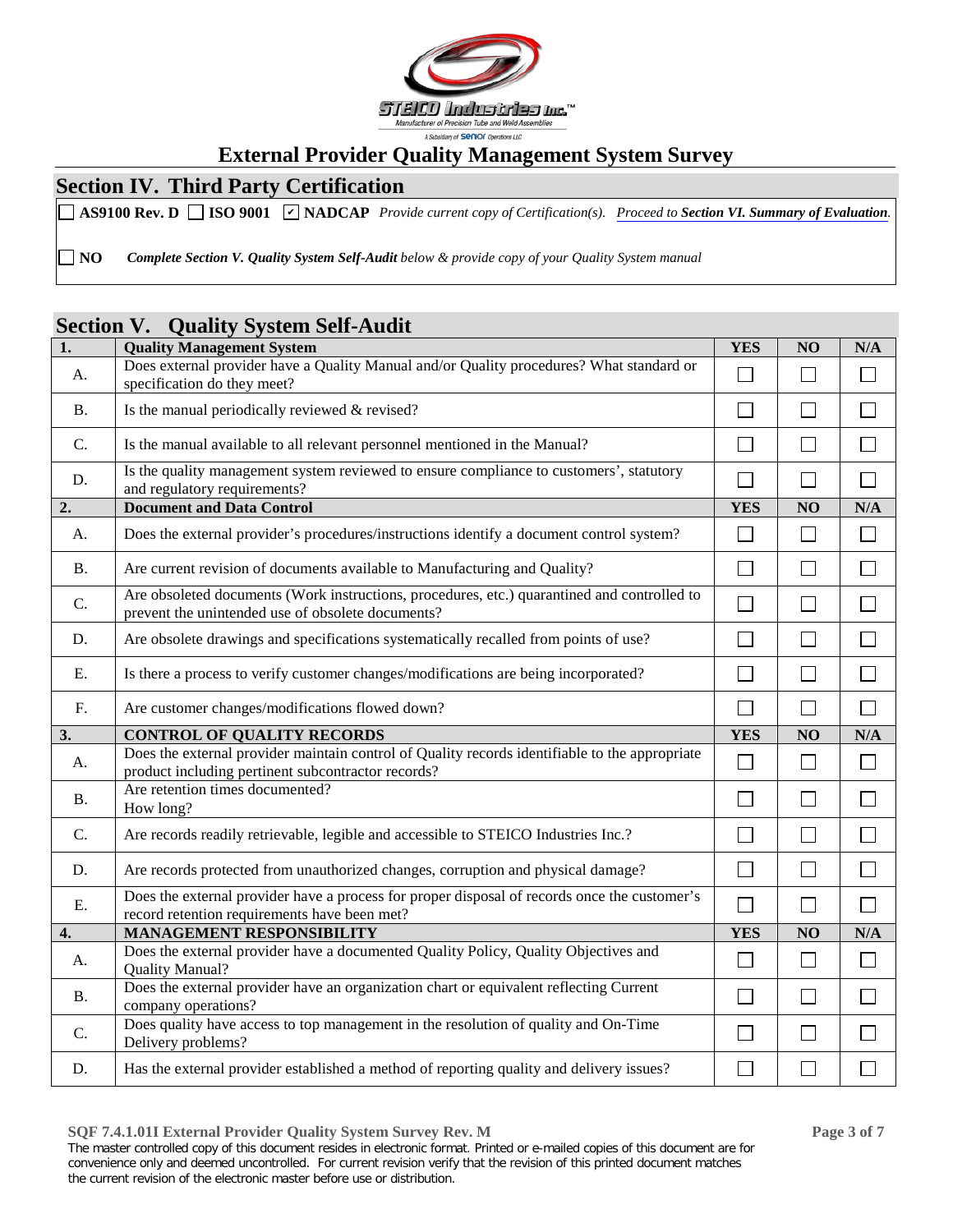STEICO Industries Inc.™
Manufacturer of Precision Tube and Weld Assemblies
A Subsidiary of Senior Operations LLC

# External Provider Quality Management System Survey

## Section IV. Third Party Certification

☐ **AS9100 Rev. D** ☐ **ISO 9001** ☑ **NADCAP** *Provide current copy of Certification(s). Proceed to **Section VI. Summary of Evaluation**.*

☐ **NO** ***Complete Section V. Quality System Self-Audit** below & provide copy of your Quality System manual*

## Section V. Quality System Self-Audit

| **1.** | **Quality Management System** | **YES** | **NO** | **N/A** |
|---|---|---|---|---|
| A. | Does external provider have a Quality Manual and/or Quality procedures? What standard or specification do they meet? | ☐ | ☐ | ☐ |
| B. | Is the manual periodically reviewed & revised? | ☐ | ☐ | ☐ |
| C. | Is the manual available to all relevant personnel mentioned in the Manual? | ☐ | ☐ | ☐ |
| D. | Is the quality management system reviewed to ensure compliance to customers', statutory and regulatory requirements? | ☐ | ☐ | ☐ |
| **2.** | **Document and Data Control** | **YES** | **NO** | **N/A** |
| A. | Does the external provider's procedures/instructions identify a document control system? | ☐ | ☐ | ☐ |
| B. | Are current revision of documents available to Manufacturing and Quality? | ☐ | ☐ | ☐ |
| C. | Are obsoleted documents (Work instructions, procedures, etc.) quarantined and controlled to prevent the unintended use of obsolete documents? | ☐ | ☐ | ☐ |
| D. | Are obsolete drawings and specifications systematically recalled from points of use? | ☐ | ☐ | ☐ |
| E. | Is there a process to verify customer changes/modifications are being incorporated? | ☐ | ☐ | ☐ |
| F. | Are customer changes/modifications flowed down? | ☐ | ☐ | ☐ |
| **3.** | **CONTROL OF QUALITY RECORDS** | **YES** | **NO** | **N/A** |
| A. | Does the external provider maintain control of Quality records identifiable to the appropriate product including pertinent subcontractor records? | ☐ | ☐ | ☐ |
| B. | Are retention times documented? How long? | ☐ | ☐ | ☐ |
| C. | Are records readily retrievable, legible and accessible to STEICO Industries Inc.? | ☐ | ☐ | ☐ |
| D. | Are records protected from unauthorized changes, corruption and physical damage? | ☐ | ☐ | ☐ |
| E. | Does the external provider have a process for proper disposal of records once the customer's record retention requirements have been met? | ☐ | ☐ | ☐ |
| **4.** | **MANAGEMENT RESPONSIBILITY** | **YES** | **NO** | **N/A** |
| A. | Does the external provider have a documented Quality Policy, Quality Objectives and Quality Manual? | ☐ | ☐ | ☐ |
| B. | Does the external provider have an organization chart or equivalent reflecting Current company operations? | ☐ | ☐ | ☐ |
| C. | Does quality have access to top management in the resolution of quality and On-Time Delivery problems? | ☐ | ☐ | ☐ |
| D. | Has the external provider established a method of reporting quality and delivery issues? | ☐ | ☐ | ☐ |

**SQF 7.4.1.01I External Provider Quality System Survey Rev. M**

The master controlled copy of this document resides in electronic format. Printed or e-mailed copies of this document are for convenience only and deemed uncontrolled. For current revision verify that the revision of this printed document matches the current revision of the electronic master before use or distribution.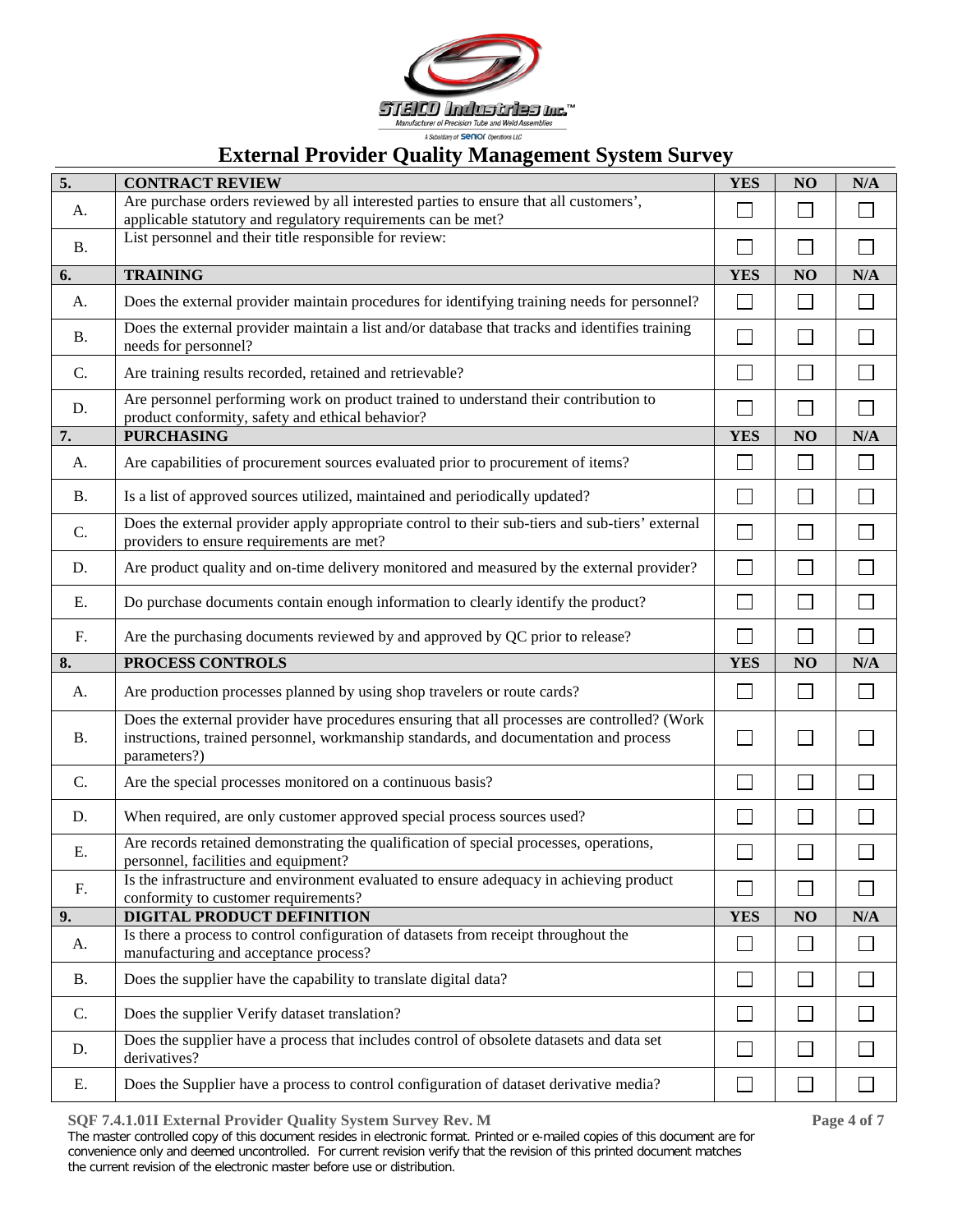# External Provider Quality Management System Survey

| 5. | CONTRACT REVIEW | YES | NO | N/A |
|---|---|---|---|---|
| A. | Are purchase orders reviewed by all interested parties to ensure that all customers', applicable statutory and regulatory requirements can be met? | ☐ | ☐ | ☐ |
| B. | List personnel and their title responsible for review: | ☐ | ☐ | ☐ |
| **6.** | **TRAINING** | **YES** | **NO** | **N/A** |
| A. | Does the external provider maintain procedures for identifying training needs for personnel? | ☐ | ☐ | ☐ |
| B. | Does the external provider maintain a list and/or database that tracks and identifies training needs for personnel? | ☐ | ☐ | ☐ |
| C. | Are training results recorded, retained and retrievable? | ☐ | ☐ | ☐ |
| D. | Are personnel performing work on product trained to understand their contribution to product conformity, safety and ethical behavior? | ☐ | ☐ | ☐ |
| **7.** | **PURCHASING** | **YES** | **NO** | **N/A** |
| A. | Are capabilities of procurement sources evaluated prior to procurement of items? | ☐ | ☐ | ☐ |
| B. | Is a list of approved sources utilized, maintained and periodically updated? | ☐ | ☐ | ☐ |
| C. | Does the external provider apply appropriate control to their sub-tiers and sub-tiers' external providers to ensure requirements are met? | ☐ | ☐ | ☐ |
| D. | Are product quality and on-time delivery monitored and measured by the external provider? | ☐ | ☐ | ☐ |
| E. | Do purchase documents contain enough information to clearly identify the product? | ☐ | ☐ | ☐ |
| F. | Are the purchasing documents reviewed by and approved by QC prior to release? | ☐ | ☐ | ☐ |
| **8.** | **PROCESS CONTROLS** | **YES** | **NO** | **N/A** |
| A. | Are production processes planned by using shop travelers or route cards? | ☐ | ☐ | ☐ |
| B. | Does the external provider have procedures ensuring that all processes are controlled? (Work instructions, trained personnel, workmanship standards, and documentation and process parameters?) | ☐ | ☐ | ☐ |
| C. | Are the special processes monitored on a continuous basis? | ☐ | ☐ | ☐ |
| D. | When required, are only customer approved special process sources used? | ☐ | ☐ | ☐ |
| E. | Are records retained demonstrating the qualification of special processes, operations, personnel, facilities and equipment? | ☐ | ☐ | ☐ |
| F. | Is the infrastructure and environment evaluated to ensure adequacy in achieving product conformity to customer requirements? | ☐ | ☐ | ☐ |
| **9.** | **DIGITAL PRODUCT DEFINITION** | **YES** | **NO** | **N/A** |
| A. | Is there a process to control configuration of datasets from receipt throughout the manufacturing and acceptance process? | ☐ | ☐ | ☐ |
| B. | Does the supplier have the capability to translate digital data? | ☐ | ☐ | ☐ |
| C. | Does the supplier Verify dataset translation? | ☐ | ☐ | ☐ |
| D. | Does the supplier have a process that includes control of obsolete datasets and data set derivatives? | ☐ | ☐ | ☐ |
| E. | Does the Supplier have a process to control configuration of dataset derivative media? | ☐ | ☐ | ☐ |

**SQF 7.4.1.01I External Provider Quality System Survey Rev. M**

The master controlled copy of this document resides in electronic format. Printed or e-mailed copies of this document are for convenience only and deemed uncontrolled. For current revision verify that the revision of this printed document matches the current revision of the electronic master before use or distribution.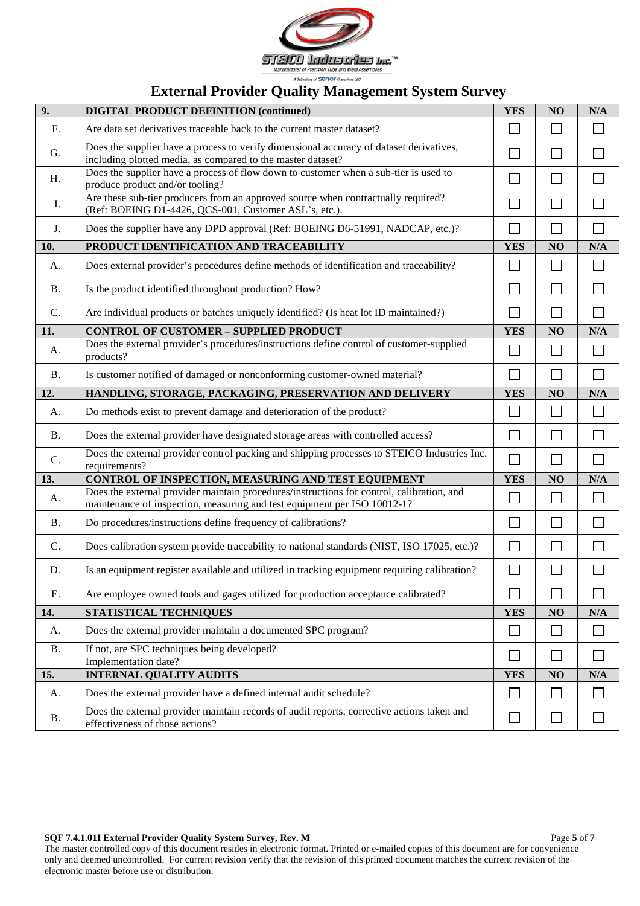# External Provider Quality Management System Survey

| 9. | DIGITAL PRODUCT DEFINITION (continued) | YES | NO | N/A |
|---|---|---|---|---|
| F. | Are data set derivatives traceable back to the current master dataset? | ☐ | ☐ | ☐ |
| G. | Does the supplier have a process to verify dimensional accuracy of dataset derivatives, including plotted media, as compared to the master dataset? | ☐ | ☐ | ☐ |
| H. | Does the supplier have a process of flow down to customer when a sub-tier is used to produce product and/or tooling? | ☐ | ☐ | ☐ |
| I. | Are these sub-tier producers from an approved source when contractually required? (Ref: BOEING D1-4426, QCS-001, Customer ASL's, etc.). | ☐ | ☐ | ☐ |
| J. | Does the supplier have any DPD approval (Ref: BOEING D6-51991, NADCAP, etc.)? | ☐ | ☐ | ☐ |
| **10.** | **PRODUCT IDENTIFICATION AND TRACEABILITY** | **YES** | **NO** | **N/A** |
| A. | Does external provider's procedures define methods of identification and traceability? | ☐ | ☐ | ☐ |
| B. | Is the product identified throughout production? How? | ☐ | ☐ | ☐ |
| C. | Are individual products or batches uniquely identified? (Is heat lot ID maintained?) | ☐ | ☐ | ☐ |
| **11.** | **CONTROL OF CUSTOMER – SUPPLIED PRODUCT** | **YES** | **NO** | **N/A** |
| A. | Does the external provider's procedures/instructions define control of customer-supplied products? | ☐ | ☐ | ☐ |
| B. | Is customer notified of damaged or nonconforming customer-owned material? | ☐ | ☐ | ☐ |
| **12.** | **HANDLING, STORAGE, PACKAGING, PRESERVATION AND DELIVERY** | **YES** | **NO** | **N/A** |
| A. | Do methods exist to prevent damage and deterioration of the product? | ☐ | ☐ | ☐ |
| B. | Does the external provider have designated storage areas with controlled access? | ☐ | ☐ | ☐ |
| C. | Does the external provider control packing and shipping processes to STEICO Industries Inc. requirements? | ☐ | ☐ | ☐ |
| **13.** | **CONTROL OF INSPECTION, MEASURING AND TEST EQUIPMENT** | **YES** | **NO** | **N/A** |
| A. | Does the external provider maintain procedures/instructions for control, calibration, and maintenance of inspection, measuring and test equipment per ISO 10012-1? | ☐ | ☐ | ☐ |
| B. | Do procedures/instructions define frequency of calibrations? | ☐ | ☐ | ☐ |
| C. | Does calibration system provide traceability to national standards (NIST, ISO 17025, etc.)? | ☐ | ☐ | ☐ |
| D. | Is an equipment register available and utilized in tracking equipment requiring calibration? | ☐ | ☐ | ☐ |
| E. | Are employee owned tools and gages utilized for production acceptance calibrated? | ☐ | ☐ | ☐ |
| **14.** | **STATISTICAL TECHNIQUES** | **YES** | **NO** | **N/A** |
| A. | Does the external provider maintain a documented SPC program? | ☐ | ☐ | ☐ |
| B. | If not, are SPC techniques being developed? Implementation date? | ☐ | ☐ | ☐ |
| **15.** | **INTERNAL QUALITY AUDITS** | **YES** | **NO** | **N/A** |
| A. | Does the external provider have a defined internal audit schedule? | ☐ | ☐ | ☐ |
| B. | Does the external provider maintain records of audit reports, corrective actions taken and effectiveness of those actions? | ☐ | ☐ | ☐ |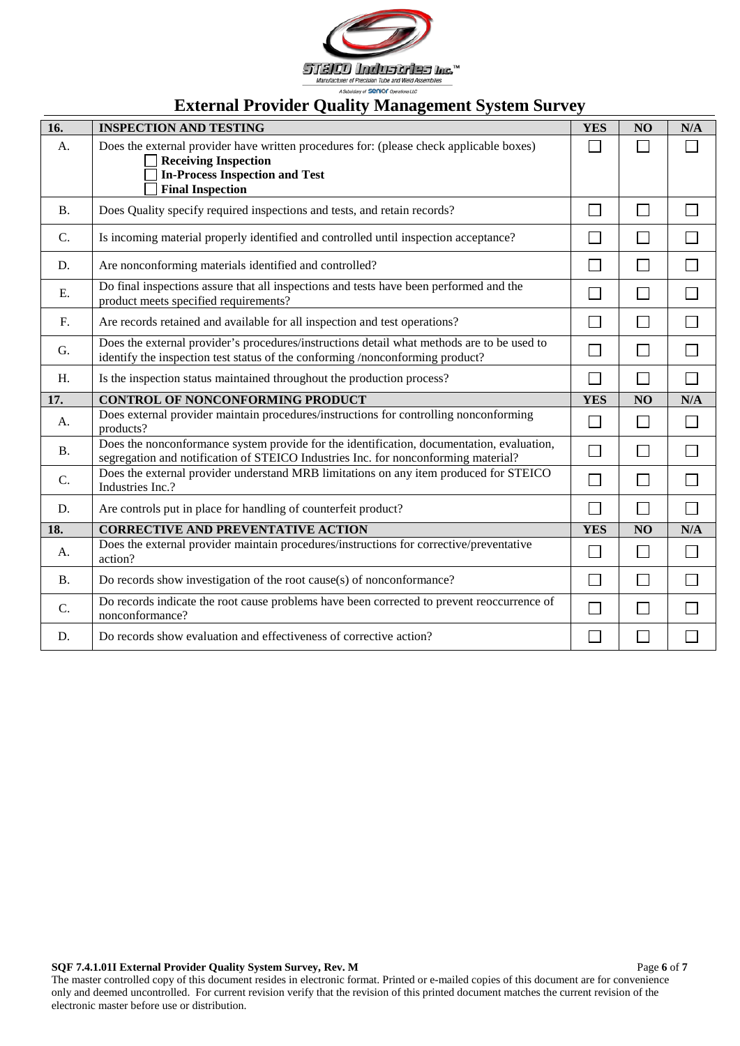# External Provider Quality Management System Survey

| 16. | INSPECTION AND TESTING | YES | NO | N/A |
|---|---|---|---|---|
| A. | Does the external provider have written procedures for: (please check applicable boxes)<br>☐ **Receiving Inspection**<br>☐ **In-Process Inspection and Test**<br>☐ **Final Inspection** | ☐ | ☐ | ☐ |
| B. | Does Quality specify required inspections and tests, and retain records? | ☐ | ☐ | ☐ |
| C. | Is incoming material properly identified and controlled until inspection acceptance? | ☐ | ☐ | ☐ |
| D. | Are nonconforming materials identified and controlled? | ☐ | ☐ | ☐ |
| E. | Do final inspections assure that all inspections and tests have been performed and the product meets specified requirements? | ☐ | ☐ | ☐ |
| F. | Are records retained and available for all inspection and test operations? | ☐ | ☐ | ☐ |
| G. | Does the external provider's procedures/instructions detail what methods are to be used to identify the inspection test status of the conforming /nonconforming product? | ☐ | ☐ | ☐ |
| H. | Is the inspection status maintained throughout the production process? | ☐ | ☐ | ☐ |
| **17.** | **CONTROL OF NONCONFORMING PRODUCT** | **YES** | **NO** | **N/A** |
| A. | Does external provider maintain procedures/instructions for controlling nonconforming products? | ☐ | ☐ | ☐ |
| B. | Does the nonconformance system provide for the identification, documentation, evaluation, segregation and notification of STEICO Industries Inc. for nonconforming material? | ☐ | ☐ | ☐ |
| C. | Does the external provider understand MRB limitations on any item produced for STEICO Industries Inc.? | ☐ | ☐ | ☐ |
| D. | Are controls put in place for handling of counterfeit product? | ☐ | ☐ | ☐ |
| **18.** | **CORRECTIVE AND PREVENTATIVE ACTION** | **YES** | **NO** | **N/A** |
| A. | Does the external provider maintain procedures/instructions for corrective/preventative action? | ☐ | ☐ | ☐ |
| B. | Do records show investigation of the root cause(s) of nonconformance? | ☐ | ☐ | ☐ |
| C. | Do records indicate the root cause problems have been corrected to prevent reoccurrence of nonconformance? | ☐ | ☐ | ☐ |
| D. | Do records show evaluation and effectiveness of corrective action? | ☐ | ☐ | ☐ |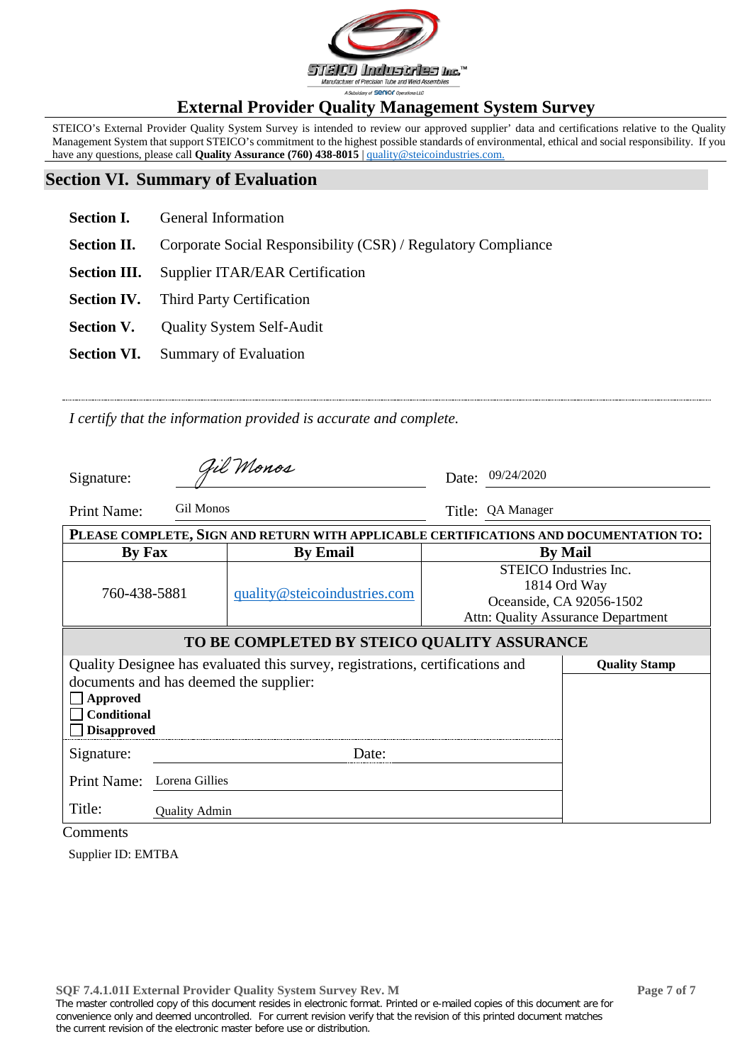STEICO Industries Inc.™
Manufacturer of Precision Tube and Weld Assemblies
A Subsidiary of Senior Operations LLC

# External Provider Quality Management System Survey

STEICO's External Provider Quality System Survey is intended to review our approved supplier' data and certifications relative to the Quality Management System that support STEICO's commitment to the highest possible standards of environmental, ethical and social responsibility. If you have any questions, please call **Quality Assurance (760) 438-8015** | quality@steicoindustries.com.

## Section VI. Summary of Evaluation

**Section I.** General Information

**Section II.** Corporate Social Responsibility (CSR) / Regulatory Compliance

**Section III.** Supplier ITAR/EAR Certification

**Section IV.** Third Party Certification

**Section V.** Quality System Self-Audit

**Section VI.** Summary of Evaluation

---

*I certify that the information provided is accurate and complete.*

Signature: *Gil Monos* Date: 09/24/2020

Print Name: Gil Monos Title: QA Manager

| PLEASE COMPLETE, SIGN AND RETURN WITH APPLICABLE CERTIFICATIONS AND DOCUMENTATION TO: | | |
|---|---|---|
| **By Fax** | **By Email** | **By Mail** |
| 760-438-5881 | quality@steicoindustries.com | STEICO Industries Inc.<br>1814 Ord Way<br>Oceanside, CA 92056-1502<br>Attn: Quality Assurance Department |

| TO BE COMPLETED BY STEICO QUALITY ASSURANCE | |
|---|---|
| Quality Designee has evaluated this survey, registrations, certifications and documents and has deemed the supplier:<br>☐ **Approved**<br>☐ **Conditional**<br>☐ **Disapproved** | **Quality Stamp** |
| Signature: Date: | |
| Print Name: Lorena Gillies | |
| Title: Quality Admin | |

Comments

Supplier ID: EMTBA

**SQF 7.4.1.01I External Provider Quality System Survey Rev. M**

The master controlled copy of this document resides in electronic format. Printed or e-mailed copies of this document are for convenience only and deemed uncontrolled. For current revision verify that the revision of this printed document matches the current revision of the electronic master before use or distribution.